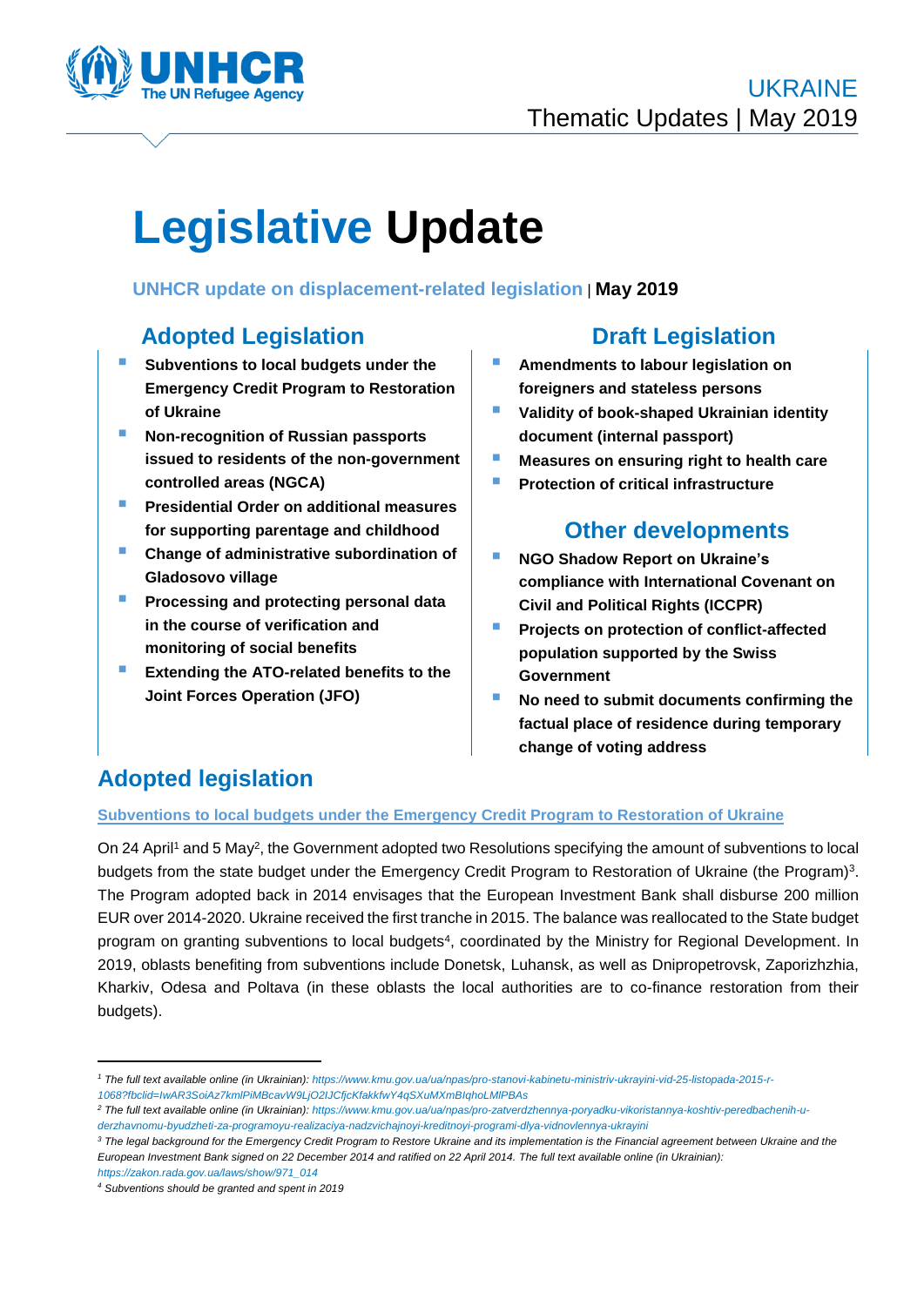UKRAINE
Thematic Updates | May 2019

# Legislative Update

**UNHCR update on displacement-related legislation | May 2019**

## Adopted Legislation

- **Subventions to local budgets under the Emergency Credit Program to Restoration of Ukraine**
- **Non-recognition of Russian passports issued to residents of the non-government controlled areas (NGCA)**
- **Presidential Order on additional measures for supporting parentage and childhood**
- **Change of administrative subordination of Gladosovo village**
- **Processing and protecting personal data in the course of verification and monitoring of social benefits**
- **Extending the ATO-related benefits to the Joint Forces Operation (JFO)**

## Draft Legislation

- **Amendments to labour legislation on foreigners and stateless persons**
- **Validity of book-shaped Ukrainian identity document (internal passport)**
- **Measures on ensuring right to health care**
- **Protection of critical infrastructure**

## Other developments

- **NGO Shadow Report on Ukraine's compliance with International Covenant on Civil and Political Rights (ICCPR)**
- **Projects on protection of conflict-affected population supported by the Swiss Government**
- **No need to submit documents confirming the factual place of residence during temporary change of voting address**

## Adopted legislation

### Subventions to local budgets under the Emergency Credit Program to Restoration of Ukraine

On 24 April[1] and 5 May[2], the Government adopted two Resolutions specifying the amount of subventions to local budgets from the state budget under the Emergency Credit Program to Restoration of Ukraine (the Program)[3]. The Program adopted back in 2014 envisages that the European Investment Bank shall disburse 200 million EUR over 2014-2020. Ukraine received the first tranche in 2015. The balance was reallocated to the State budget program on granting subventions to local budgets[4], coordinated by the Ministry for Regional Development. In 2019, oblasts benefiting from subventions include Donetsk, Luhansk, as well as Dnipropetrovsk, Zaporizhzhia, Kharkiv, Odesa and Poltava (in these oblasts the local authorities are to co-finance restoration from their budgets).

---

[1] *The full text available online (in Ukrainian): https://www.kmu.gov.ua/ua/npas/pro-stanovi-kabinetu-ministriv-ukrayini-vid-25-listopada-2015-r-1068?fbclid=IwAR3SoiAz7kmlPiMBcavW9LjO2IJCfjcKfakkfwY4qSXuMXmBIqhoLMlPBAs*

[2] *The full text available online (in Ukrainian): https://www.kmu.gov.ua/ua/npas/pro-zatverdzhennya-poryadku-vikoristannya-koshtiv-peredbachenih-u-derzhavnomu-byudzheti-za-programoyu-realizaciya-nadzvichajnoyi-kreditnoyi-programi-dlya-vidnovlennya-ukrayini*

[3] *The legal background for the Emergency Credit Program to Restore Ukraine and its implementation is the Financial agreement between Ukraine and the European Investment Bank signed on 22 December 2014 and ratified on 22 April 2014. The full text available online (in Ukrainian): https://zakon.rada.gov.ua/laws/show/971_014*

[4] *Subventions should be granted and spent in 2019*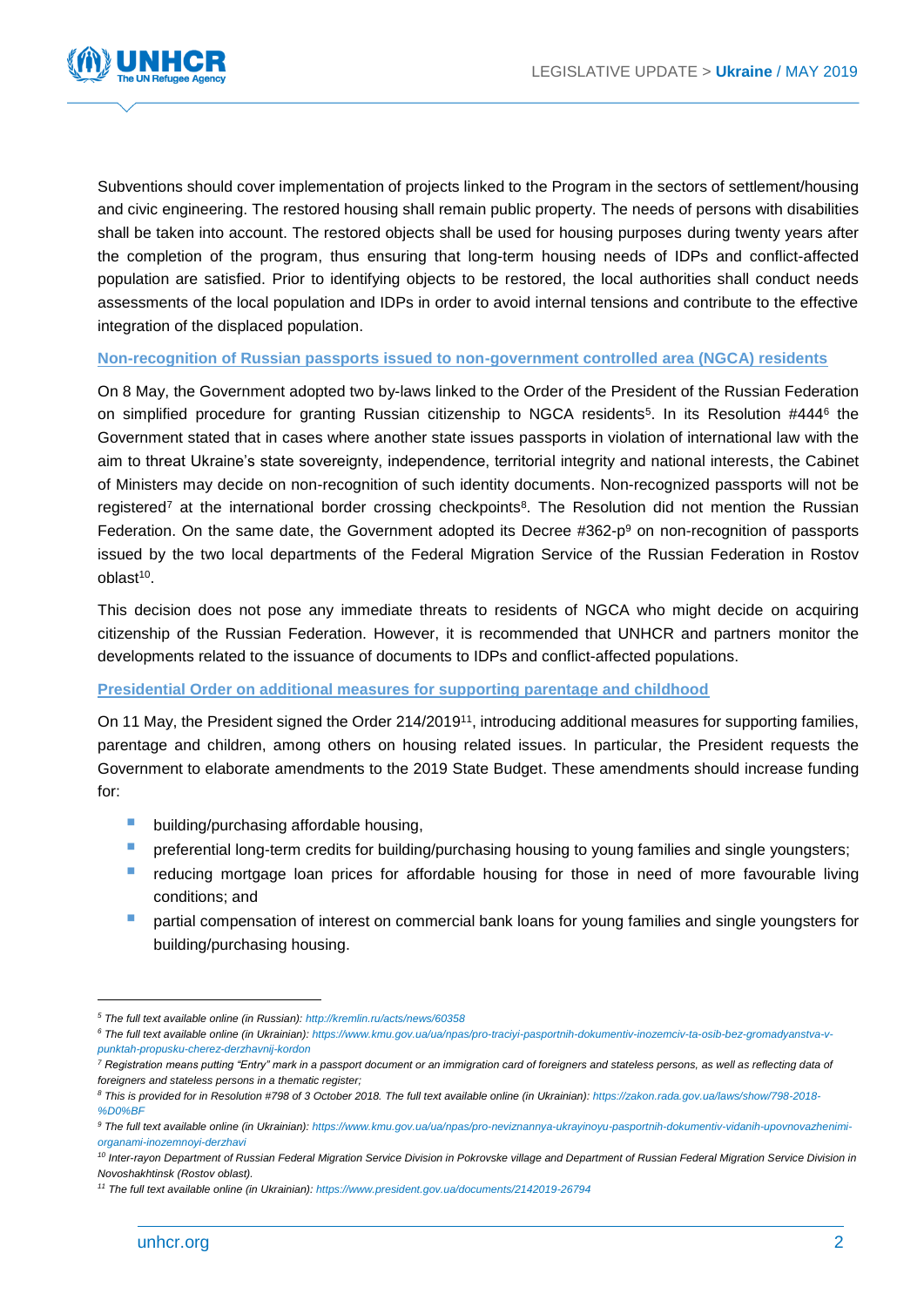Subventions should cover implementation of projects linked to the Program in the sectors of settlement/housing and civic engineering. The restored housing shall remain public property. The needs of persons with disabilities shall be taken into account. The restored objects shall be used for housing purposes during twenty years after the completion of the program, thus ensuring that long-term housing needs of IDPs and conflict-affected population are satisfied. Prior to identifying objects to be restored, the local authorities shall conduct needs assessments of the local population and IDPs in order to avoid internal tensions and contribute to the effective integration of the displaced population.

### Non-recognition of Russian passports issued to non-government controlled area (NGCA) residents

On 8 May, the Government adopted two by-laws linked to the Order of the President of the Russian Federation on simplified procedure for granting Russian citizenship to NGCA residents[5]. In its Resolution #444[6] the Government stated that in cases where another state issues passports in violation of international law with the aim to threat Ukraine's state sovereignty, independence, territorial integrity and national interests, the Cabinet of Ministers may decide on non-recognition of such identity documents. Non-recognized passports will not be registered[7] at the international border crossing checkpoints[8]. The Resolution did not mention the Russian Federation. On the same date, the Government adopted its Decree #362-p[9] on non-recognition of passports issued by the two local departments of the Federal Migration Service of the Russian Federation in Rostov oblast[10].

This decision does not pose any immediate threats to residents of NGCA who might decide on acquiring citizenship of the Russian Federation. However, it is recommended that UNHCR and partners monitor the developments related to the issuance of documents to IDPs and conflict-affected populations.

### Presidential Order on additional measures for supporting parentage and childhood

On 11 May, the President signed the Order 214/2019[11], introducing additional measures for supporting families, parentage and children, among others on housing related issues. In particular, the President requests the Government to elaborate amendments to the 2019 State Budget. These amendments should increase funding for:

- building/purchasing affordable housing,
- preferential long-term credits for building/purchasing housing to young families and single youngsters;
- reducing mortgage loan prices for affordable housing for those in need of more favourable living conditions; and
- partial compensation of interest on commercial bank loans for young families and single youngsters for building/purchasing housing.

---

*[5] The full text available online (in Russian): http://kremlin.ru/acts/news/60358*

*[6] The full text available online (in Ukrainian): https://www.kmu.gov.ua/ua/npas/pro-traciyi-pasportnih-dokumentiv-inozemciv-ta-osib-bez-gromadyanstva-v-punktah-propusku-cherez-derzhavnij-kordon*

*[7] Registration means putting "Entry" mark in a passport document or an immigration card of foreigners and stateless persons, as well as reflecting data of foreigners and stateless persons in a thematic register;*

*[8] This is provided for in Resolution #798 of 3 October 2018. The full text available online (in Ukrainian): https://zakon.rada.gov.ua/laws/show/798-2018-%D0%BF*

*[9] The full text available online (in Ukrainian): https://www.kmu.gov.ua/ua/npas/pro-neviznannya-ukrayinoyu-pasportnih-dokumentiv-vidanih-upovnovazhenimi-organami-inozemnoyi-derzhavi*

*[10] Inter-rayon Department of Russian Federal Migration Service Division in Pokrovske village and Department of Russian Federal Migration Service Division in Novoshakhtinsk (Rostov oblast).*

*[11] The full text available online (in Ukrainian): https://www.president.gov.ua/documents/2142019-26794*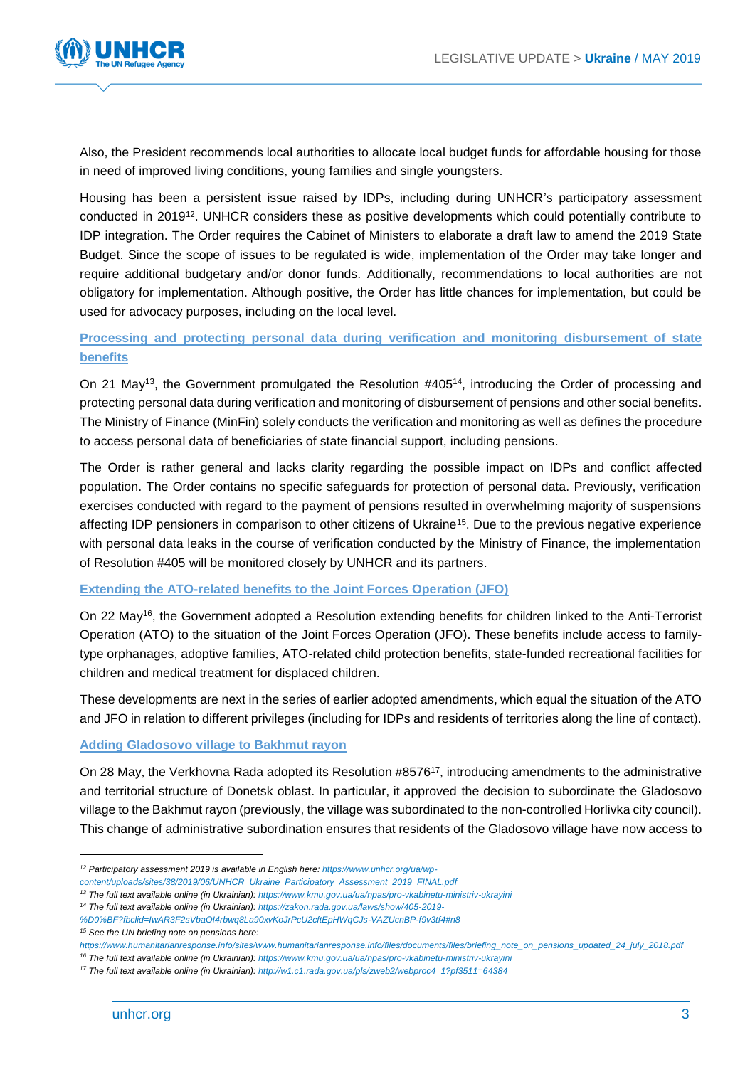Also, the President recommends local authorities to allocate local budget funds for affordable housing for those in need of improved living conditions, young families and single youngsters.

Housing has been a persistent issue raised by IDPs, including during UNHCR's participatory assessment conducted in 2019[12]. UNHCR considers these as positive developments which could potentially contribute to IDP integration. The Order requires the Cabinet of Ministers to elaborate a draft law to amend the 2019 State Budget. Since the scope of issues to be regulated is wide, implementation of the Order may take longer and require additional budgetary and/or donor funds. Additionally, recommendations to local authorities are not obligatory for implementation. Although positive, the Order has little chances for implementation, but could be used for advocacy purposes, including on the local level.

### Processing and protecting personal data during verification and monitoring disbursement of state benefits

On 21 May[13], the Government promulgated the Resolution #405[14], introducing the Order of processing and protecting personal data during verification and monitoring of disbursement of pensions and other social benefits. The Ministry of Finance (MinFin) solely conducts the verification and monitoring as well as defines the procedure to access personal data of beneficiaries of state financial support, including pensions.

The Order is rather general and lacks clarity regarding the possible impact on IDPs and conflict affected population. The Order contains no specific safeguards for protection of personal data. Previously, verification exercises conducted with regard to the payment of pensions resulted in overwhelming majority of suspensions affecting IDP pensioners in comparison to other citizens of Ukraine[15]. Due to the previous negative experience with personal data leaks in the course of verification conducted by the Ministry of Finance, the implementation of Resolution #405 will be monitored closely by UNHCR and its partners.

### Extending the ATO-related benefits to the Joint Forces Operation (JFO)

On 22 May[16], the Government adopted a Resolution extending benefits for children linked to the Anti-Terrorist Operation (ATO) to the situation of the Joint Forces Operation (JFO). These benefits include access to family-type orphanages, adoptive families, ATO-related child protection benefits, state-funded recreational facilities for children and medical treatment for displaced children.

These developments are next in the series of earlier adopted amendments, which equal the situation of the ATO and JFO in relation to different privileges (including for IDPs and residents of territories along the line of contact).

### Adding Gladosovo village to Bakhmut rayon

On 28 May, the Verkhovna Rada adopted its Resolution #8576[17], introducing amendments to the administrative and territorial structure of Donetsk oblast. In particular, it approved the decision to subordinate the Gladosovo village to the Bakhmut rayon (previously, the village was subordinated to the non-controlled Horlivka city council). This change of administrative subordination ensures that residents of the Gladosovo village have now access to

---

[12] *Participatory assessment 2019 is available in English here: https://www.unhcr.org/ua/wp-content/uploads/sites/38/2019/06/UNHCR_Ukraine_Participatory_Assessment_2019_FINAL.pdf*

[13] *The full text available online (in Ukrainian): https://www.kmu.gov.ua/ua/npas/pro-vkabinetu-ministriv-ukrayini*

[14] *The full text available online (in Ukrainian): https://zakon.rada.gov.ua/laws/show/405-2019-%D0%BF?fbclid=IwAR3F2sVbaOI4rbwq8La90xvKoJrPcU2cftEpHWqCJs-VAZUcnBP-f9v3tf4#n8*

[15] *See the UN briefing note on pensions here: https://www.humanitarianresponse.info/sites/www.humanitarianresponse.info/files/documents/files/briefing_note_on_pensions_updated_24_july_2018.pdf*

[16] *The full text available online (in Ukrainian): https://www.kmu.gov.ua/ua/npas/pro-vkabinetu-ministriv-ukrayini*

[17] *The full text available online (in Ukrainian): http://w1.c1.rada.gov.ua/pls/zweb2/webproc4_1?pf3511=64384*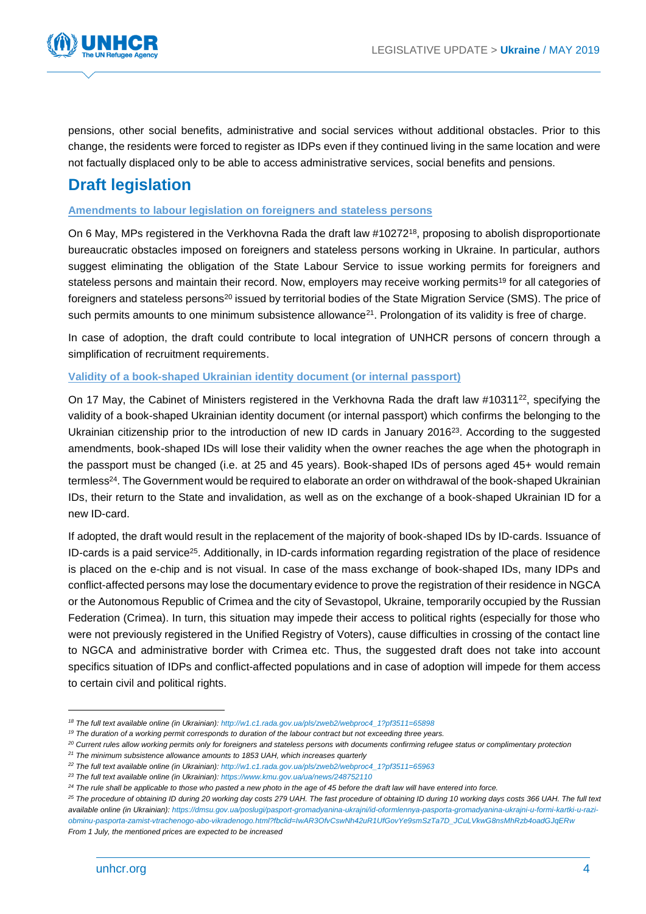pensions, other social benefits, administrative and social services without additional obstacles. Prior to this change, the residents were forced to register as IDPs even if they continued living in the same location and were not factually displaced only to be able to access administrative services, social benefits and pensions.

## Draft legislation

### Amendments to labour legislation on foreigners and stateless persons

On 6 May, MPs registered in the Verkhovna Rada the draft law #10272[18], proposing to abolish disproportionate bureaucratic obstacles imposed on foreigners and stateless persons working in Ukraine. In particular, authors suggest eliminating the obligation of the State Labour Service to issue working permits for foreigners and stateless persons and maintain their record. Now, employers may receive working permits[19] for all categories of foreigners and stateless persons[20] issued by territorial bodies of the State Migration Service (SMS). The price of such permits amounts to one minimum subsistence allowance[21]. Prolongation of its validity is free of charge.

In case of adoption, the draft could contribute to local integration of UNHCR persons of concern through a simplification of recruitment requirements.

### Validity of a book-shaped Ukrainian identity document (or internal passport)

On 17 May, the Cabinet of Ministers registered in the Verkhovna Rada the draft law #10311[22], specifying the validity of a book-shaped Ukrainian identity document (or internal passport) which confirms the belonging to the Ukrainian citizenship prior to the introduction of new ID cards in January 2016[23]. According to the suggested amendments, book-shaped IDs will lose their validity when the owner reaches the age when the photograph in the passport must be changed (i.e. at 25 and 45 years). Book-shaped IDs of persons aged 45+ would remain termless[24]. The Government would be required to elaborate an order on withdrawal of the book-shaped Ukrainian IDs, their return to the State and invalidation, as well as on the exchange of a book-shaped Ukrainian ID for a new ID-card.

If adopted, the draft would result in the replacement of the majority of book-shaped IDs by ID-cards. Issuance of ID-cards is a paid service[25]. Additionally, in ID-cards information regarding registration of the place of residence is placed on the e-chip and is not visual. In case of the mass exchange of book-shaped IDs, many IDPs and conflict-affected persons may lose the documentary evidence to prove the registration of their residence in NGCA or the Autonomous Republic of Crimea and the city of Sevastopol, Ukraine, temporarily occupied by the Russian Federation (Crimea). In turn, this situation may impede their access to political rights (especially for those who were not previously registered in the Unified Registry of Voters), cause difficulties in crossing of the contact line to NGCA and administrative border with Crimea etc. Thus, the suggested draft does not take into account specifics situation of IDPs and conflict-affected populations and in case of adoption will impede for them access to certain civil and political rights.

---

*[18] The full text available online (in Ukrainian): http://w1.c1.rada.gov.ua/pls/zweb2/webproc4_1?pf3511=65898*

*[19] The duration of a working permit corresponds to duration of the labour contract but not exceeding three years.*

*[20] Current rules allow working permits only for foreigners and stateless persons with documents confirming refugee status or complimentary protection*

*[21] The minimum subsistence allowance amounts to 1853 UAH, which increases quarterly*

*[22] The full text available online (in Ukrainian): http://w1.c1.rada.gov.ua/pls/zweb2/webproc4_1?pf3511=65963*

*[23] The full text available online (in Ukrainian): https://www.kmu.gov.ua/ua/news/248752110*

*[24] The rule shall be applicable to those who pasted a new photo in the age of 45 before the draft law will have entered into force.*

*[25] The procedure of obtaining ID during 20 working day costs 279 UAH. The fast procedure of obtaining ID during 10 working days costs 366 UAH. The full text available online (in Ukrainian): https://dmsu.gov.ua/poslugi/pasport-gromadyanina-ukrajni/id-oformlennya-pasporta-gromadyanina-ukrajni-u-formi-kartki-u-razi-obminu-pasporta-zamist-vtrachenogo-abo-vikradenogo.html?fbclid=IwAR3OfvCswNh42uR1UfGovYe9smSzTa7D_JCuLVkwG8nsMhRzb4oadGJqERw*
*From 1 July, the mentioned prices are expected to be increased*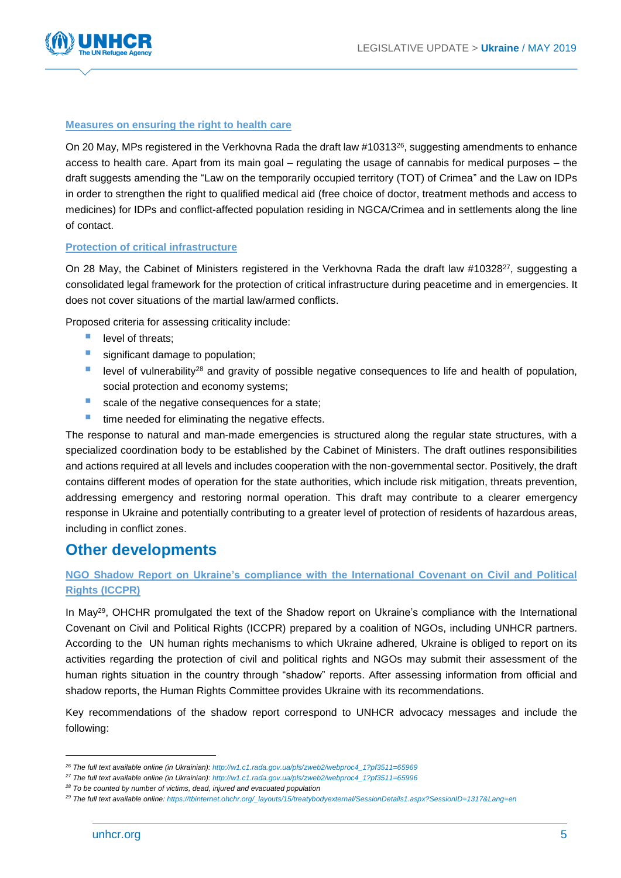#### Measures on ensuring the right to health care

On 20 May, MPs registered in the Verkhovna Rada the draft law #10313[26], suggesting amendments to enhance access to health care. Apart from its main goal – regulating the usage of cannabis for medical purposes – the draft suggests amending the "Law on the temporarily occupied territory (TOT) of Crimea" and the Law on IDPs in order to strengthen the right to qualified medical aid (free choice of doctor, treatment methods and access to medicines) for IDPs and conflict-affected population residing in NGCA/Crimea and in settlements along the line of contact.

#### Protection of critical infrastructure

On 28 May, the Cabinet of Ministers registered in the Verkhovna Rada the draft law #10328[27], suggesting a consolidated legal framework for the protection of critical infrastructure during peacetime and in emergencies. It does not cover situations of the martial law/armed conflicts.

Proposed criteria for assessing criticality include:

- level of threats;
- significant damage to population;
- level of vulnerability[28] and gravity of possible negative consequences to life and health of population, social protection and economy systems;
- scale of the negative consequences for a state;
- time needed for eliminating the negative effects.

The response to natural and man-made emergencies is structured along the regular state structures, with a specialized coordination body to be established by the Cabinet of Ministers. The draft outlines responsibilities and actions required at all levels and includes cooperation with the non-governmental sector. Positively, the draft contains different modes of operation for the state authorities, which include risk mitigation, threats prevention, addressing emergency and restoring normal operation. This draft may contribute to a clearer emergency response in Ukraine and potentially contributing to a greater level of protection of residents of hazardous areas, including in conflict zones.

## Other developments

#### NGO Shadow Report on Ukraine's compliance with the International Covenant on Civil and Political Rights (ICCPR)

In May[29], OHCHR promulgated the text of the Shadow report on Ukraine's compliance with the International Covenant on Civil and Political Rights (ICCPR) prepared by a coalition of NGOs, including UNHCR partners. According to the UN human rights mechanisms to which Ukraine adhered, Ukraine is obliged to report on its activities regarding the protection of civil and political rights and NGOs may submit their assessment of the human rights situation in the country through "shadow" reports. After assessing information from official and shadow reports, the Human Rights Committee provides Ukraine with its recommendations.

Key recommendations of the shadow report correspond to UNHCR advocacy messages and include the following:

---

*[26] The full text available online (in Ukrainian): http://w1.c1.rada.gov.ua/pls/zweb2/webproc4_1?pf3511=65969*

*[27] The full text available online (in Ukrainian): http://w1.c1.rada.gov.ua/pls/zweb2/webproc4_1?pf3511=65996*

*[28] To be counted by number of victims, dead, injured and evacuated population*

*[29] The full text available online: https://tbinternet.ohchr.org/_layouts/15/treatybodyexternal/SessionDetails1.aspx?SessionID=1317&Lang=en*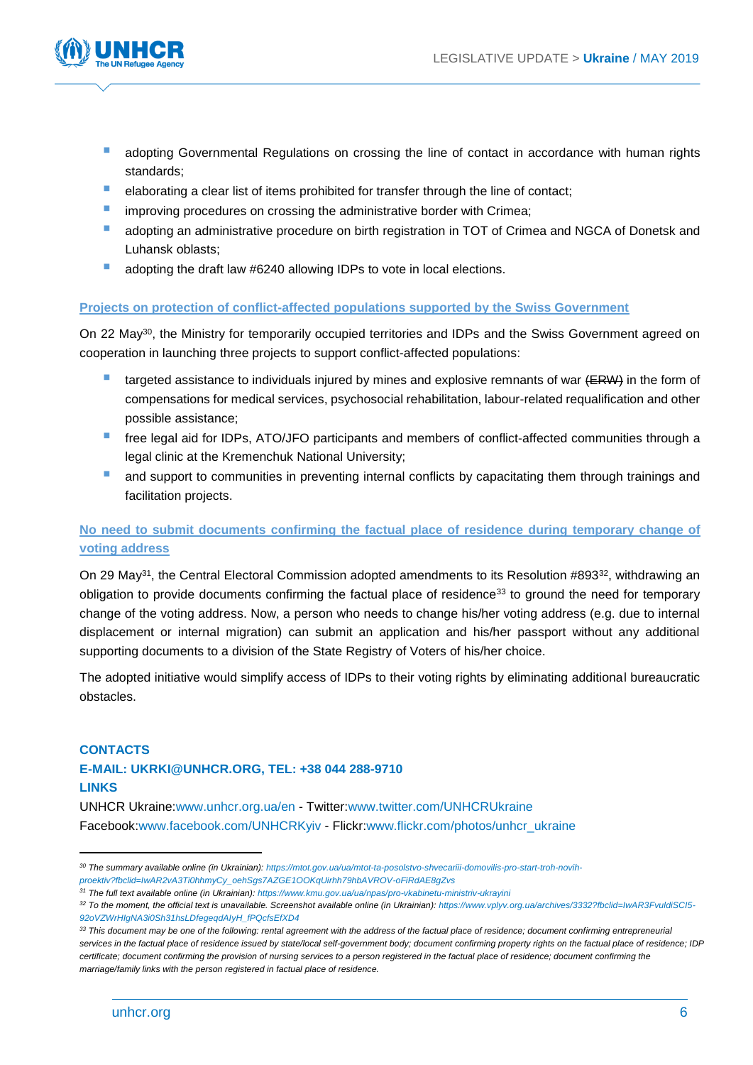- adopting Governmental Regulations on crossing the line of contact in accordance with human rights standards;
- elaborating a clear list of items prohibited for transfer through the line of contact;
- improving procedures on crossing the administrative border with Crimea;
- adopting an administrative procedure on birth registration in TOT of Crimea and NGCA of Donetsk and Luhansk oblasts;
- adopting the draft law #6240 allowing IDPs to vote in local elections.

### Projects on protection of conflict-affected populations supported by the Swiss Government

On 22 May[30], the Ministry for temporarily occupied territories and IDPs and the Swiss Government agreed on cooperation in launching three projects to support conflict-affected populations:

- targeted assistance to individuals injured by mines and explosive remnants of war ~~(ERW)~~ in the form of compensations for medical services, psychosocial rehabilitation, labour-related requalification and other possible assistance;
- free legal aid for IDPs, ATO/JFO participants and members of conflict-affected communities through a legal clinic at the Kremenchuk National University;
- and support to communities in preventing internal conflicts by capacitating them through trainings and facilitation projects.

### No need to submit documents confirming the factual place of residence during temporary change of voting address

On 29 May[31], the Central Electoral Commission adopted amendments to its Resolution #893[32], withdrawing an obligation to provide documents confirming the factual place of residence[33] to ground the need for temporary change of the voting address. Now, a person who needs to change his/her voting address (e.g. due to internal displacement or internal migration) can submit an application and his/her passport without any additional supporting documents to a division of the State Registry of Voters of his/her choice.

The adopted initiative would simplify access of IDPs to their voting rights by eliminating additional bureaucratic obstacles.

**CONTACTS**
**E-MAIL: UKRKI@UNHCR.ORG, TEL: +38 044 288-9710**
**LINKS**

UNHCR Ukraine:www.unhcr.org.ua/en - Twitter:www.twitter.com/UNHCRUkraine
Facebook:www.facebook.com/UNHCRKyiv - Flickr:www.flickr.com/photos/unhcr_ukraine

---

[30] *The summary available online (in Ukrainian): https://mtot.gov.ua/ua/mtot-ta-posolstvo-shvecariii-domovilis-pro-start-troh-novih-proektiv?fbclid=IwAR2vA3Ti0hhmyCy_oehSgs7AZGE1OOKqUirhh79hbAVROV-oFiRdAE8gZvs*

[31] *The full text available online (in Ukrainian): https://www.kmu.gov.ua/ua/npas/pro-vkabinetu-ministriv-ukrayini*

[32] *To the moment, the official text is unavailable. Screenshot available online (in Ukrainian): https://www.vplyv.org.ua/archives/3332?fbclid=IwAR3FvuldiSCI5-92oVZWrHIgNA3i0Sh31hsLDfegeqdAIyH_fPQcfsEfXD4*

[33] *This document may be one of the following: rental agreement with the address of the factual place of residence; document confirming entrepreneurial services in the factual place of residence issued by state/local self-government body; document confirming property rights on the factual place of residence; IDP certificate; document confirming the provision of nursing services to a person registered in the factual place of residence; document confirming the marriage/family links with the person registered in factual place of residence.*